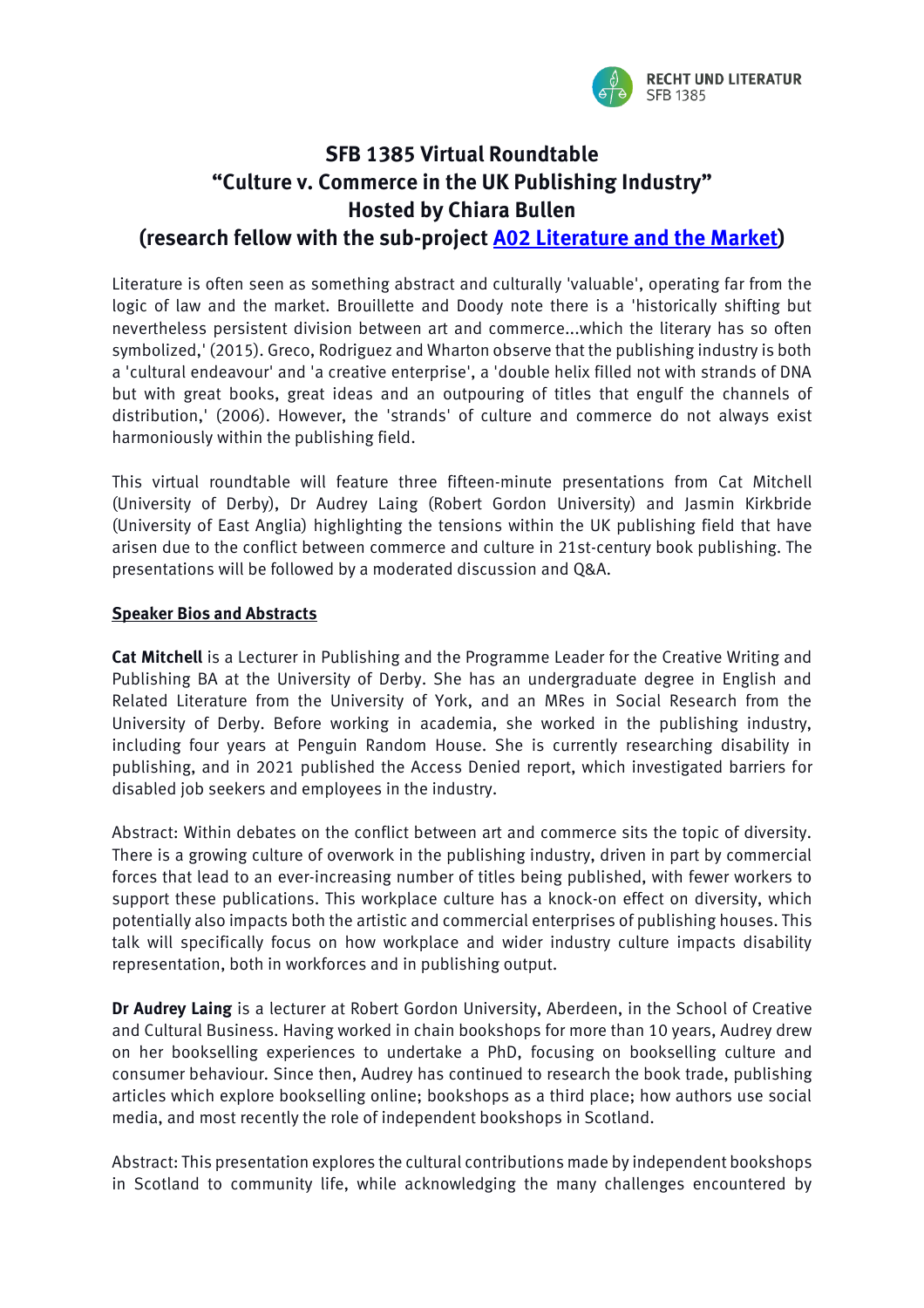# SFB 1385 Virtual Roundtable
# "Culture v. Commerce in the UK Publishing Industry"
# Hosted by Chiara Bullen
# (research fellow with the sub-project A02 Literature and the Market)

Literature is often seen as something abstract and culturally 'valuable', operating far from the logic of law and the market. Brouillette and Doody note there is a 'historically shifting but nevertheless persistent division between art and commerce...which the literary has so often symbolized,' (2015). Greco, Rodriguez and Wharton observe that the publishing industry is both a 'cultural endeavour' and 'a creative enterprise', a 'double helix filled not with strands of DNA but with great books, great ideas and an outpouring of titles that engulf the channels of distribution,' (2006). However, the 'strands' of culture and commerce do not always exist harmoniously within the publishing field.

This virtual roundtable will feature three fifteen-minute presentations from Cat Mitchell (University of Derby), Dr Audrey Laing (Robert Gordon University) and Jasmin Kirkbride (University of East Anglia) highlighting the tensions within the UK publishing field that have arisen due to the conflict between commerce and culture in 21st-century book publishing. The presentations will be followed by a moderated discussion and Q&A.

**Speaker Bios and Abstracts**

**Cat Mitchell** is a Lecturer in Publishing and the Programme Leader for the Creative Writing and Publishing BA at the University of Derby. She has an undergraduate degree in English and Related Literature from the University of York, and an MRes in Social Research from the University of Derby. Before working in academia, she worked in the publishing industry, including four years at Penguin Random House. She is currently researching disability in publishing, and in 2021 published the Access Denied report, which investigated barriers for disabled job seekers and employees in the industry.

Abstract: Within debates on the conflict between art and commerce sits the topic of diversity. There is a growing culture of overwork in the publishing industry, driven in part by commercial forces that lead to an ever-increasing number of titles being published, with fewer workers to support these publications. This workplace culture has a knock-on effect on diversity, which potentially also impacts both the artistic and commercial enterprises of publishing houses. This talk will specifically focus on how workplace and wider industry culture impacts disability representation, both in workforces and in publishing output.

**Dr Audrey Laing** is a lecturer at Robert Gordon University, Aberdeen, in the School of Creative and Cultural Business. Having worked in chain bookshops for more than 10 years, Audrey drew on her bookselling experiences to undertake a PhD, focusing on bookselling culture and consumer behaviour. Since then, Audrey has continued to research the book trade, publishing articles which explore bookselling online; bookshops as a third place; how authors use social media, and most recently the role of independent bookshops in Scotland.

Abstract: This presentation explores the cultural contributions made by independent bookshops in Scotland to community life, while acknowledging the many challenges encountered by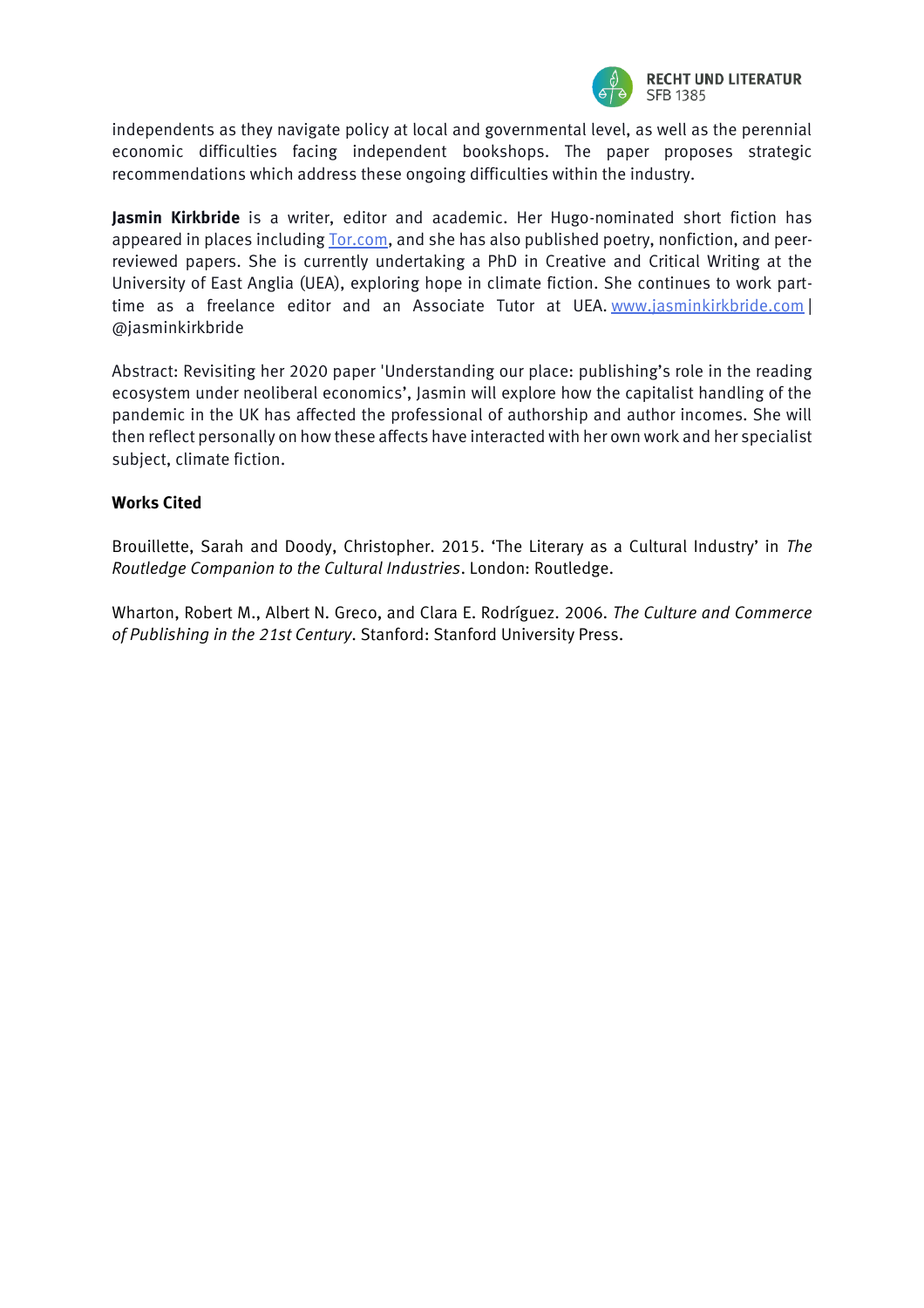independents as they navigate policy at local and governmental level, as well as the perennial economic difficulties facing independent bookshops. The paper proposes strategic recommendations which address these ongoing difficulties within the industry.

**Jasmin Kirkbride** is a writer, editor and academic. Her Hugo-nominated short fiction has appeared in places including Tor.com, and she has also published poetry, nonfiction, and peer-reviewed papers. She is currently undertaking a PhD in Creative and Critical Writing at the University of East Anglia (UEA), exploring hope in climate fiction. She continues to work part-time as a freelance editor and an Associate Tutor at UEA. www.jasminkirkbride.com | @jasminkirkbride

Abstract: Revisiting her 2020 paper 'Understanding our place: publishing's role in the reading ecosystem under neoliberal economics', Jasmin will explore how the capitalist handling of the pandemic in the UK has affected the professional of authorship and author incomes. She will then reflect personally on how these affects have interacted with her own work and her specialist subject, climate fiction.

**Works Cited**

Brouillette, Sarah and Doody, Christopher. 2015. 'The Literary as a Cultural Industry' in *The Routledge Companion to the Cultural Industries*. London: Routledge.

Wharton, Robert M., Albert N. Greco, and Clara E. Rodríguez. 2006. *The Culture and Commerce of Publishing in the 21st Century*. Stanford: Stanford University Press.